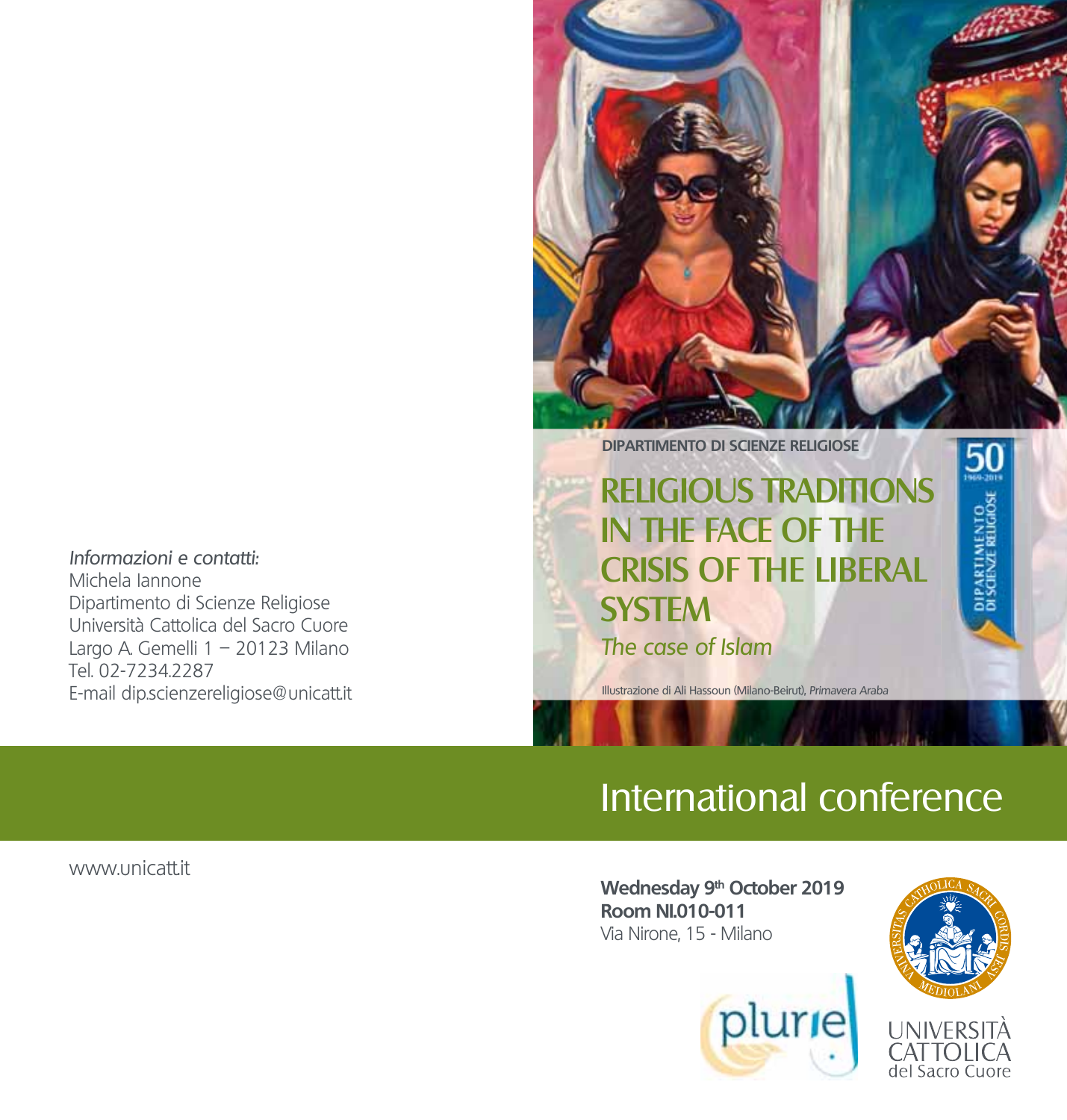*Informazioni e contatti:*
Michela Iannone
Dipartimento di Scienze Religiose
Università Cattolica del Sacro Cuore
Largo A. Gemelli 1 – 20123 Milano
Tel. 02-7234.2287
E-mail dip.scienzereligiose@unicatt.it

www.unicatt.it

**DIPARTIMENTO DI SCIENZE RELIGIOSE**

# RELIGIOUS TRADITIONS IN THE FACE OF THE CRISIS OF THE LIBERAL SYSTEM

*The case of Islam*

Illustrazione di Ali Hassoun (Milano-Beirut), *Primavera Araba*

50
1969-2019
DIPARTIMENTO DI SCIENZE RELIGIOSE

## International conference

**Wednesday 9th October 2019**
**Room NI.010-011**
Via Nirone, 15 - Milano

plurie

UNIVERSITÀ CATTOLICA del Sacro Cuore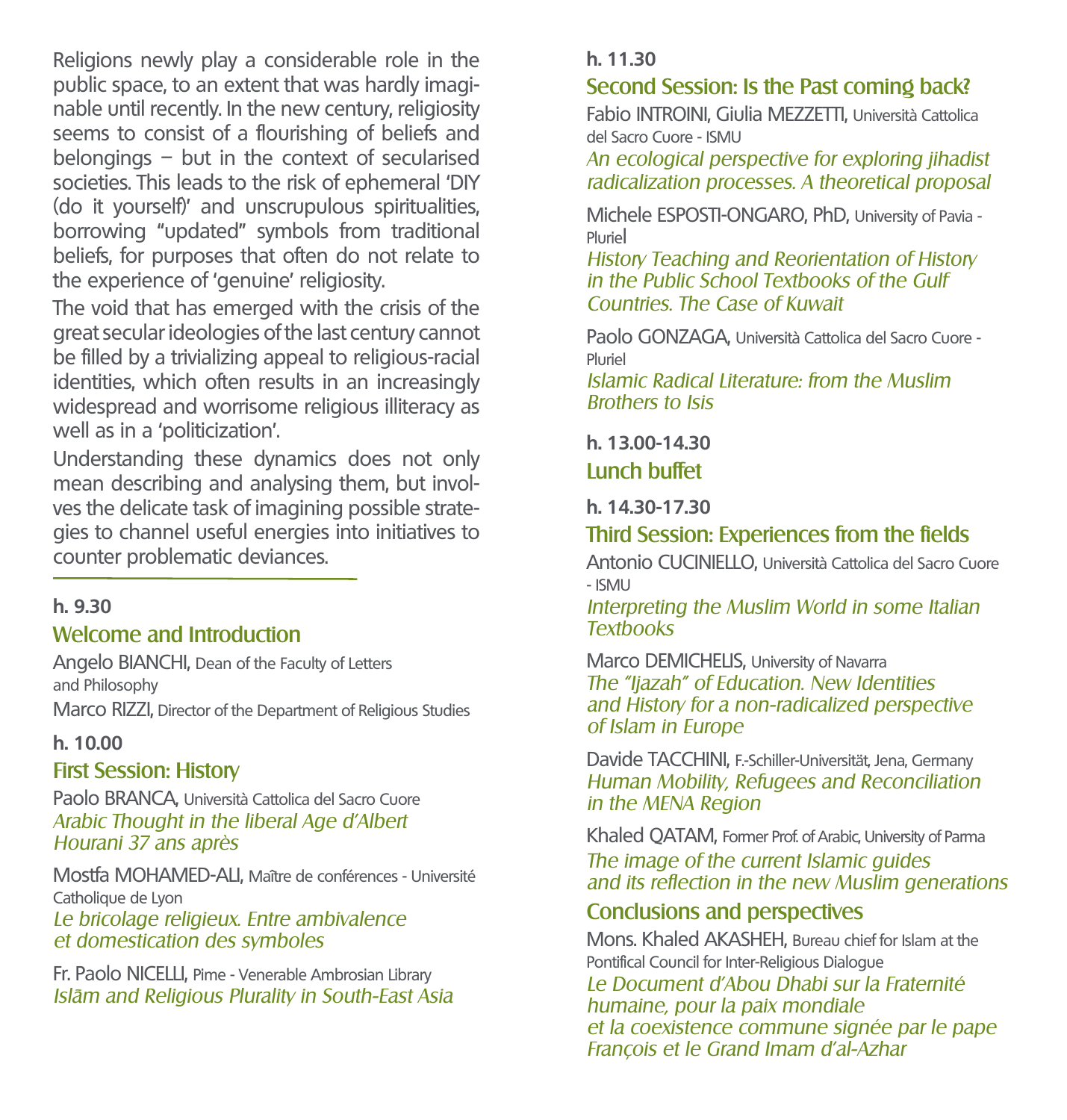Religions newly play a considerable role in the public space, to an extent that was hardly imaginable until recently. In the new century, religiosity seems to consist of a flourishing of beliefs and belongings – but in the context of secularised societies. This leads to the risk of ephemeral 'DIY (do it yourself)' and unscrupulous spiritualities, borrowing "updated" symbols from traditional beliefs, for purposes that often do not relate to the experience of 'genuine' religiosity.

The void that has emerged with the crisis of the great secular ideologies of the last century cannot be filled by a trivializing appeal to religious-racial identities, which often results in an increasingly widespread and worrisome religious illiteracy as well as in a 'politicization'.

Understanding these dynamics does not only mean describing and analysing them, but involves the delicate task of imagining possible strategies to channel useful energies into initiatives to counter problematic deviances.

---

**h. 9.30**

## Welcome and Introduction

Angelo BIANCHI, Dean of the Faculty of Letters and Philosophy

Marco RIZZI, Director of the Department of Religious Studies

**h. 10.00**

## First Session: History

Paolo BRANCA, Università Cattolica del Sacro Cuore
*Arabic Thought in the liberal Age d'Albert Hourani 37 ans après*

Mostfa MOHAMED-ALI, Maître de conférences - Université Catholique de Lyon
*Le bricolage religieux. Entre ambivalence et domestication des symboles*

Fr. Paolo NICELLI, Pime - Venerable Ambrosian Library
*Islām and Religious Plurality in South-East Asia*

**h. 11.30**

## Second Session: Is the Past coming back?

Fabio INTROINI, Giulia MEZZETTI, Università Cattolica del Sacro Cuore - ISMU
*An ecological perspective for exploring jihadist radicalization processes. A theoretical proposal*

Michele ESPOSTI-ONGARO, PhD, University of Pavia - Pluriel
*History Teaching and Reorientation of History in the Public School Textbooks of the Gulf Countries. The Case of Kuwait*

Paolo GONZAGA, Università Cattolica del Sacro Cuore - Pluriel
*Islamic Radical Literature: from the Muslim Brothers to Isis*

**h. 13.00-14.30**

## Lunch buffet

**h. 14.30-17.30**

## Third Session: Experiences from the fields

Antonio CUCINIELLO, Università Cattolica del Sacro Cuore - ISMU
*Interpreting the Muslim World in some Italian Textbooks*

Marco DEMICHELIS, University of Navarra
*The "Ijazah" of Education. New Identities and History for a non-radicalized perspective of Islam in Europe*

Davide TACCHINI, F.-Schiller-Universität, Jena, Germany
*Human Mobility, Refugees and Reconciliation in the MENA Region*

Khaled QATAM, Former Prof. of Arabic, University of Parma
*The image of the current Islamic guides and its reflection in the new Muslim generations*

## Conclusions and perspectives

Mons. Khaled AKASHEH, Bureau chief for Islam at the Pontifical Council for Inter-Religious Dialogue
*Le Document d'Abou Dhabi sur la Fraternité humaine, pour la paix mondiale et la coexistence commune signée par le pape François et le Grand Imam d'al-Azhar*